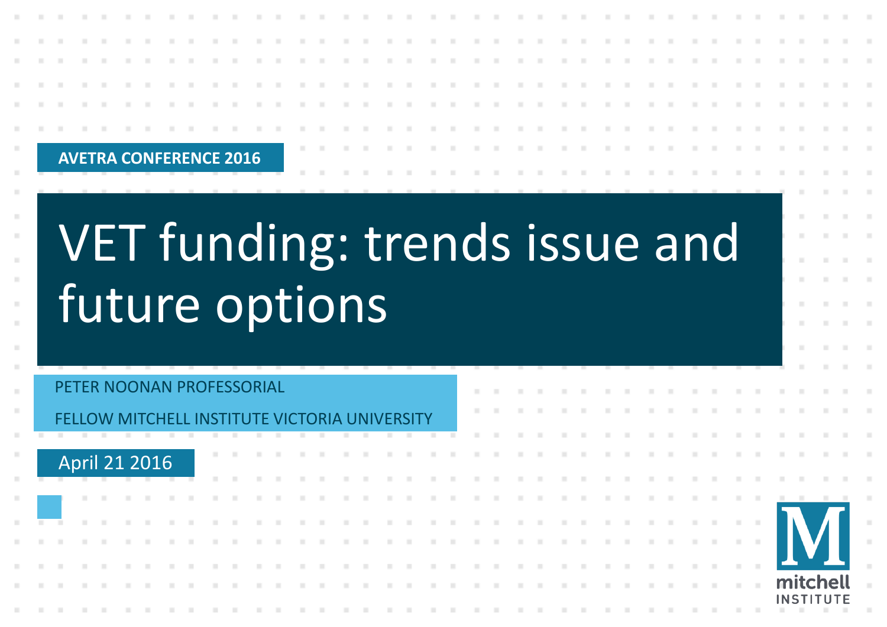**AVETRA CONFERENCE 2016**

# VET funding: trends issue and future options

PETER NOONAN PROFESSORIAL

FELLOW MITCHELL INSTITUTE VICTORIA UNIVERSITY

April 21 2016

mitchell INSTITUTE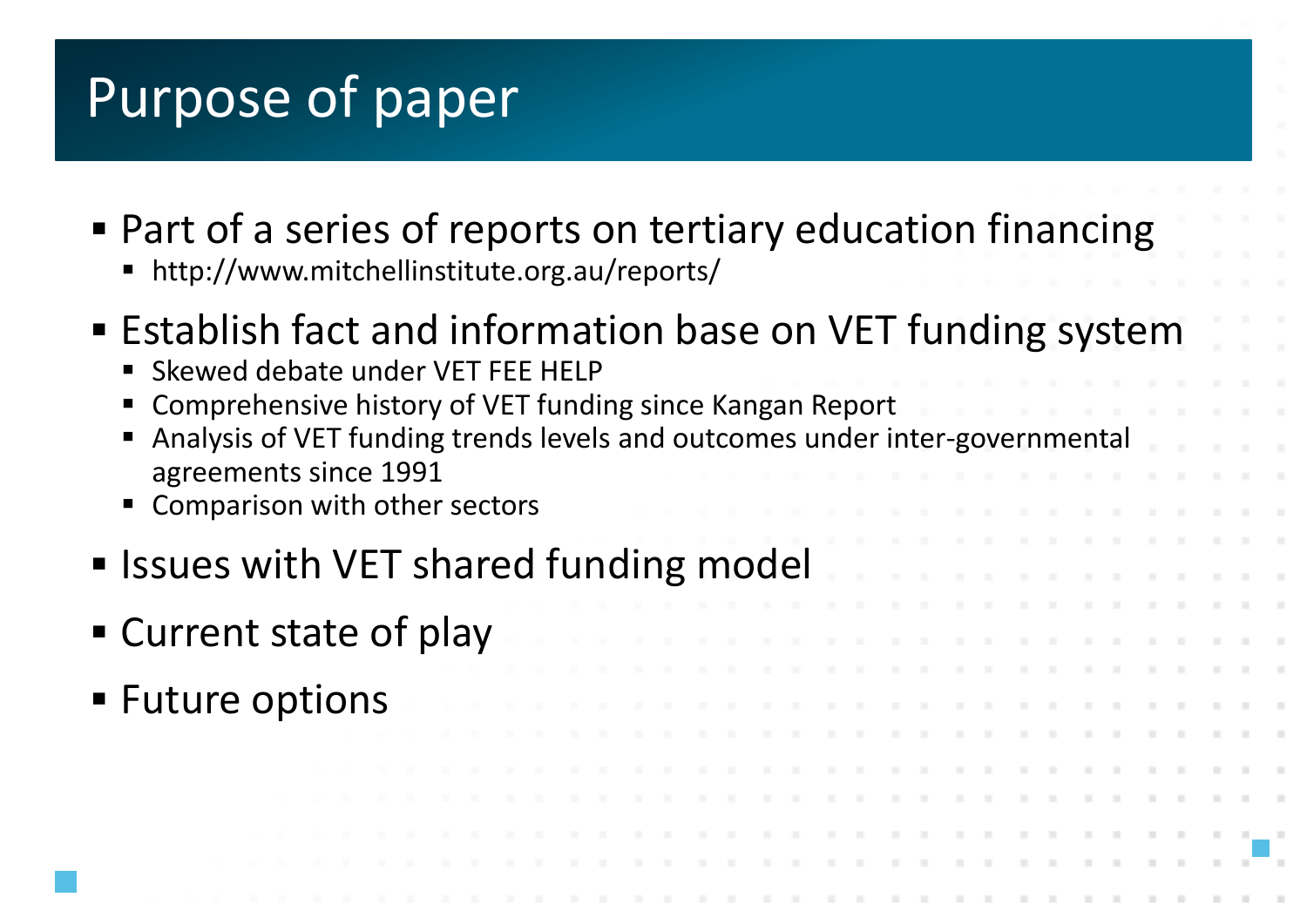# Purpose of paper

- Part of a series of reports on tertiary education financing
  - http://www.mitchellinstitute.org.au/reports/
- Establish fact and information base on VET funding system
  - Skewed debate under VET FEE HELP
  - Comprehensive history of VET funding since Kangan Report
  - Analysis of VET funding trends levels and outcomes under inter-governmental agreements since 1991
  - Comparison with other sectors
- Issues with VET shared funding model
- Current state of play
- Future options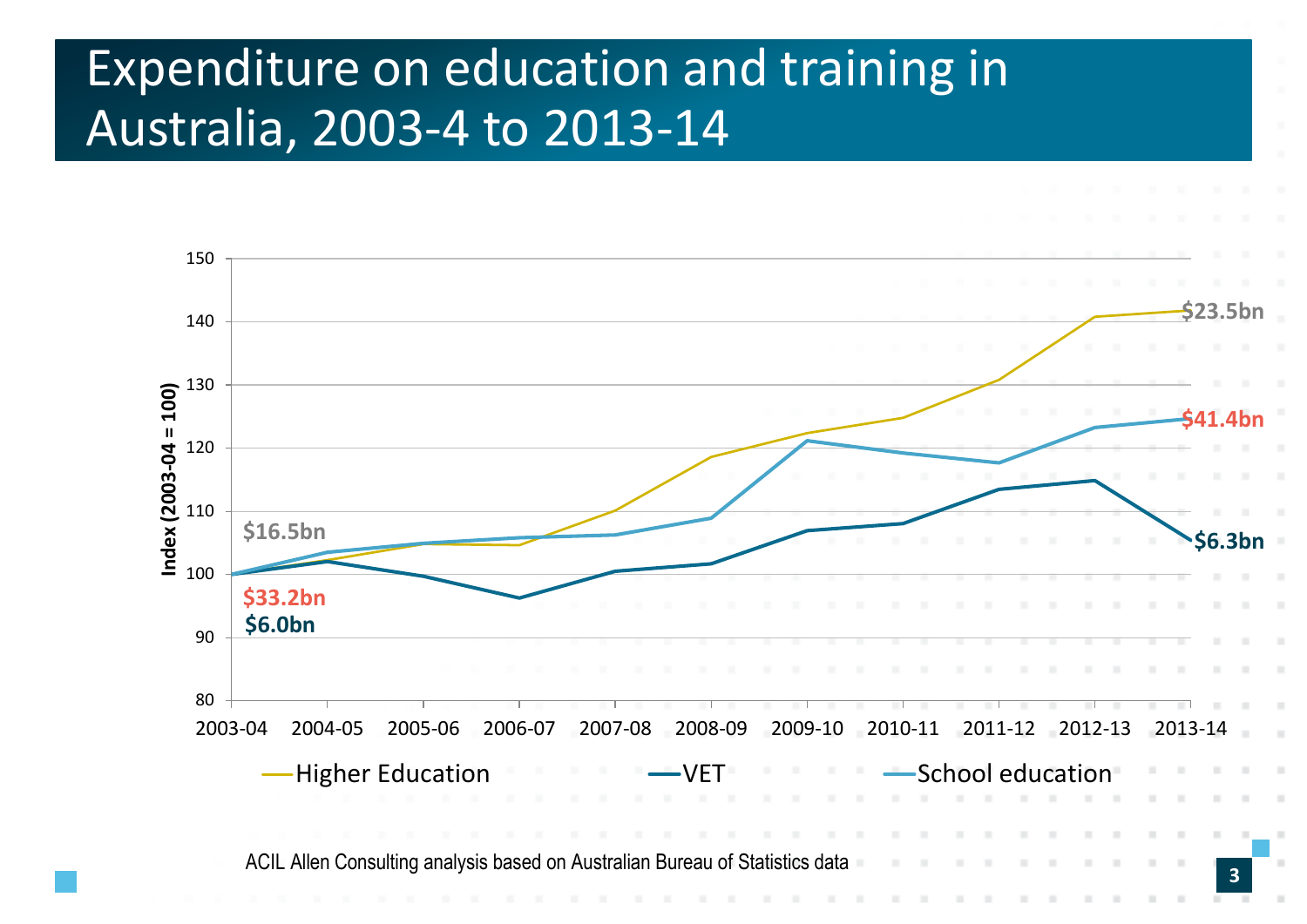# Expenditure on education and training in Australia, 2003-4 to 2013-14

Index (2003-04 = 100)

Higher Education: $16.5bn (2003-04) → $23.5bn (2013-14)

School education: $33.2bn (2003-04) → $41.4bn (2013-14)

VET: $6.0bn (2003-04) → $6.3bn (2013-14)

ACIL Allen Consulting analysis based on Australian Bureau of Statistics data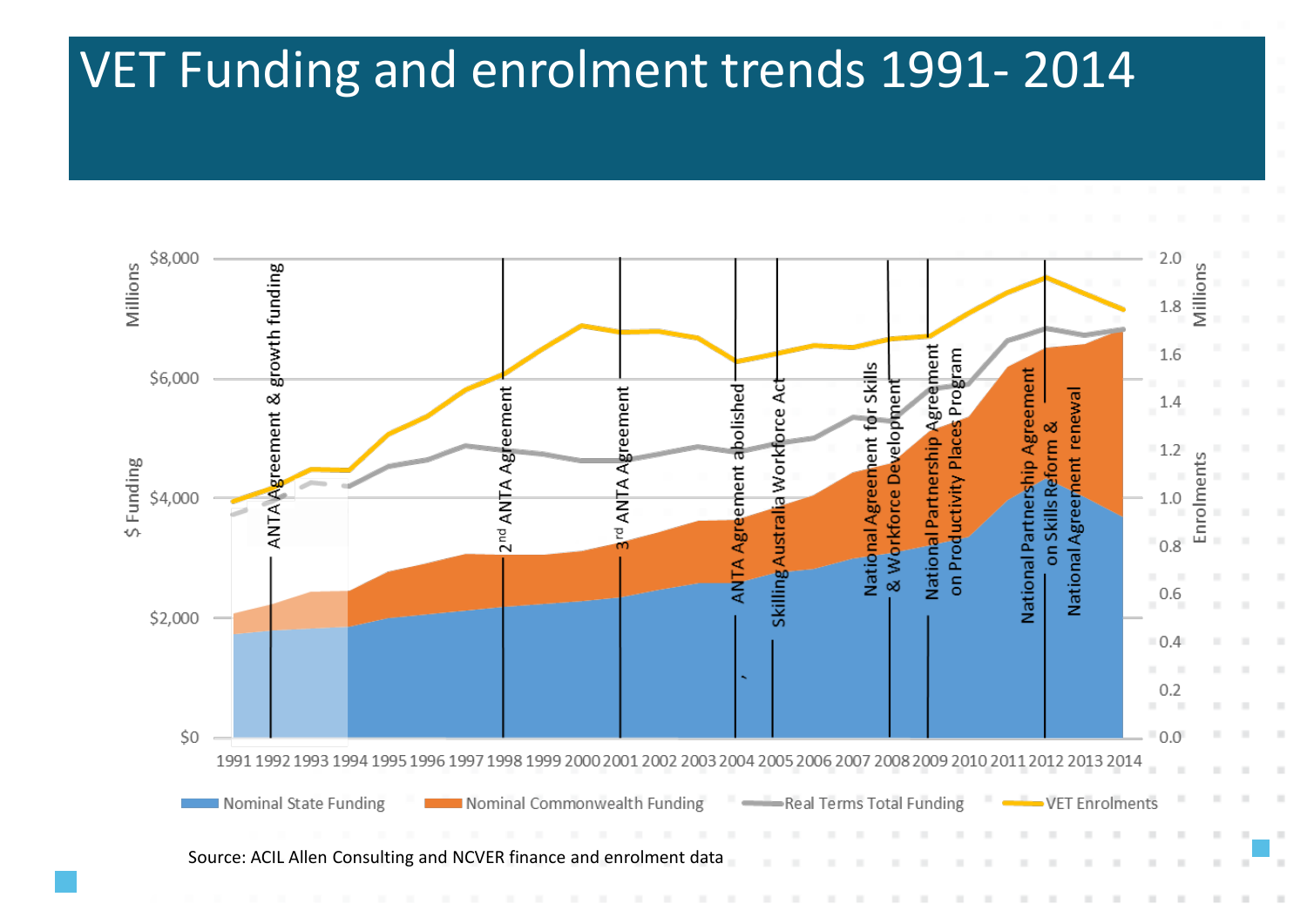# VET Funding and enrolment trends 1991- 2014

Source: ACIL Allen Consulting and NCVER finance and enrolment data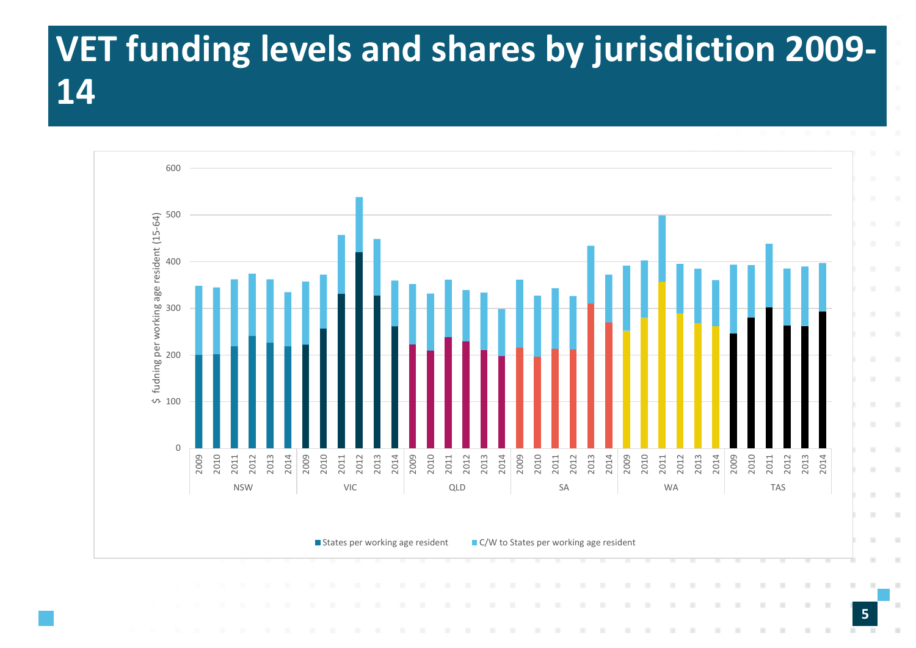# VET funding levels and shares by jurisdiction 2009-14

$ fudning per working age resident (15-64)

NSW | VIC | QLD | SA | WA | TAS (2009–2014)

■ States per working age resident ■ C/W to States per working age resident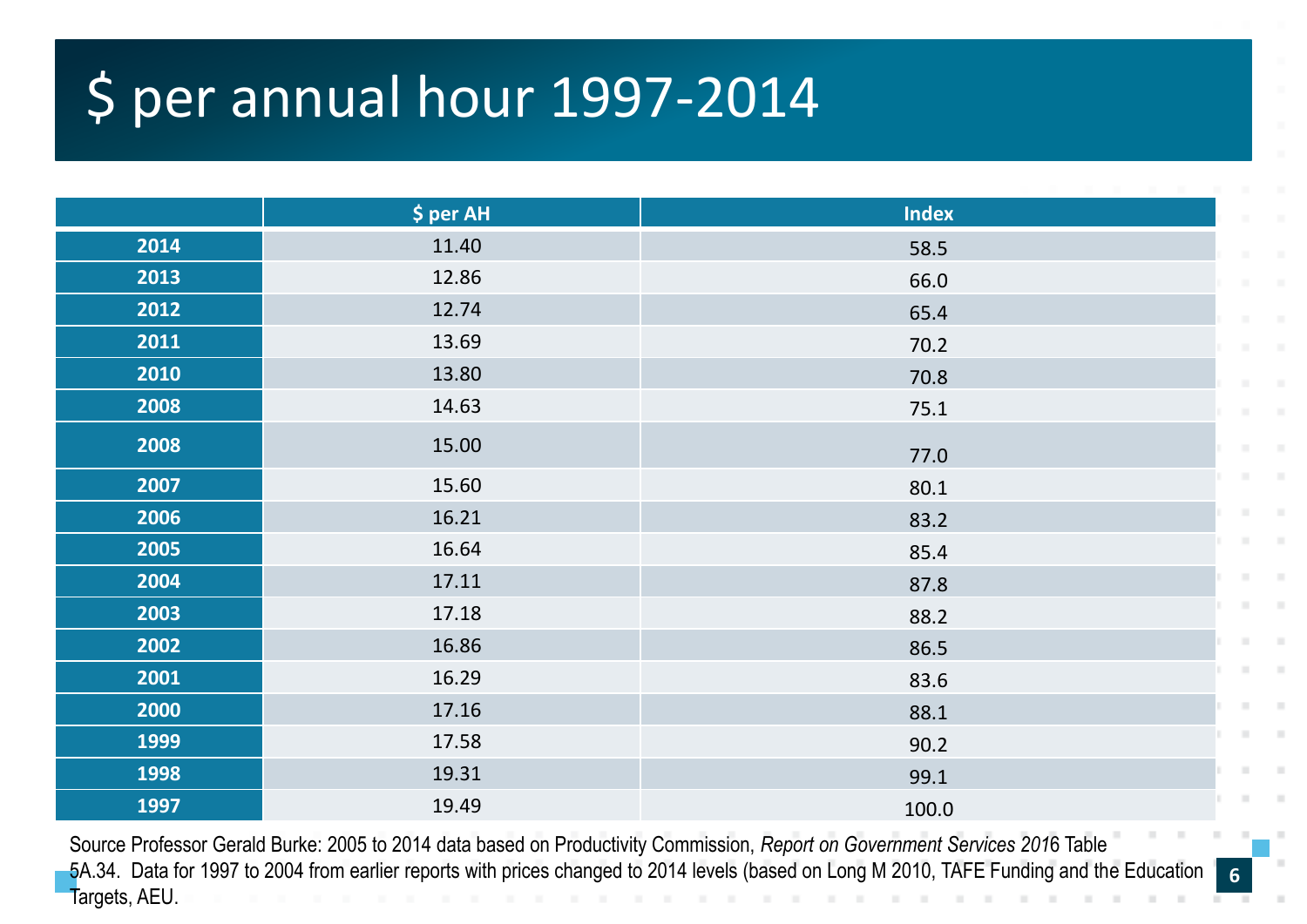# $ per annual hour 1997-2014

| | $ per AH | Index |
|---|---|---|
| 2014 | 11.40 | 58.5 |
| 2013 | 12.86 | 66.0 |
| 2012 | 12.74 | 65.4 |
| 2011 | 13.69 | 70.2 |
| 2010 | 13.80 | 70.8 |
| 2008 | 14.63 | 75.1 |
| 2008 | 15.00 | 77.0 |
| 2007 | 15.60 | 80.1 |
| 2006 | 16.21 | 83.2 |
| 2005 | 16.64 | 85.4 |
| 2004 | 17.11 | 87.8 |
| 2003 | 17.18 | 88.2 |
| 2002 | 16.86 | 86.5 |
| 2001 | 16.29 | 83.6 |
| 2000 | 17.16 | 88.1 |
| 1999 | 17.58 | 90.2 |
| 1998 | 19.31 | 99.1 |
| 1997 | 19.49 | 100.0 |

Source Professor Gerald Burke: 2005 to 2014 data based on Productivity Commission, *Report on Government Services 2016* Table 5A.34. Data for 1997 to 2004 from earlier reports with prices changed to 2014 levels (based on Long M 2010, TAFE Funding and the Education Targets, AEU.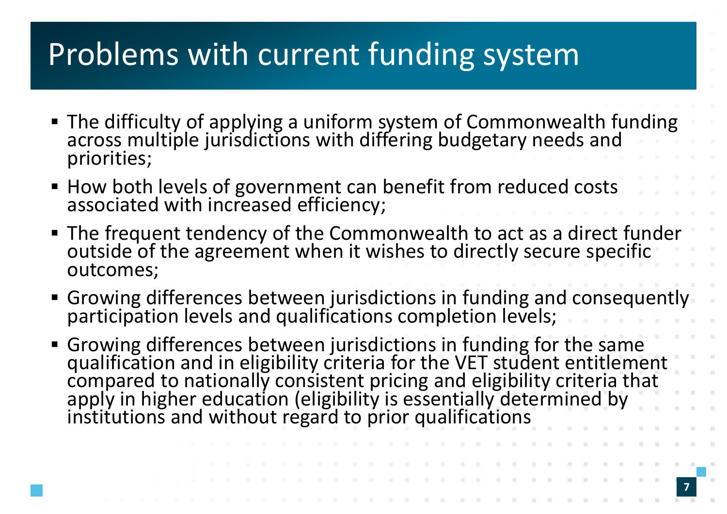# Problems with current funding system

- The difficulty of applying a uniform system of Commonwealth funding across multiple jurisdictions with differing budgetary needs and priorities;
- How both levels of government can benefit from reduced costs associated with increased efficiency;
- The frequent tendency of the Commonwealth to act as a direct funder outside of the agreement when it wishes to directly secure specific outcomes;
- Growing differences between jurisdictions in funding and consequently participation levels and qualifications completion levels;
- Growing differences between jurisdictions in funding for the same qualification and in eligibility criteria for the VET student entitlement compared to nationally consistent pricing and eligibility criteria that apply in higher education (eligibility is essentially determined by institutions and without regard to prior qualifications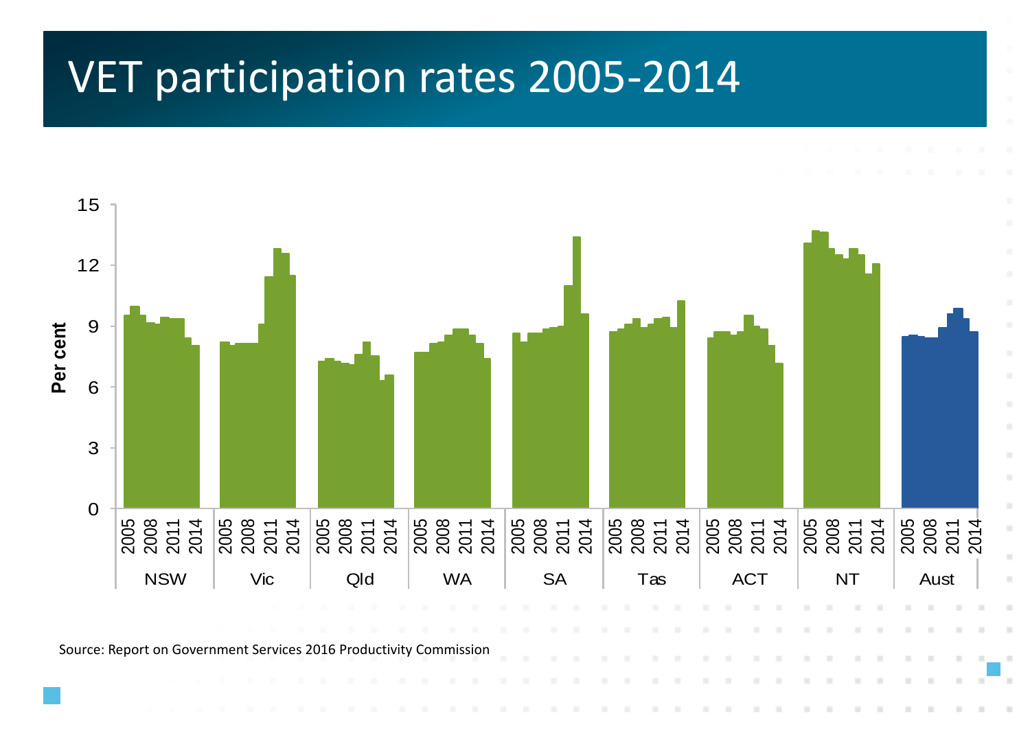# VET participation rates 2005-2014

Per cent

| | 2005 | 2008 | 2011 | 2014 |
|---|---|---|---|---|
| NSW | | | | |
| Vic | | | | |
| Qld | | | | |
| WA | | | | |
| SA | | | | |
| Tas | | | | |
| ACT | | | | |
| NT | | | | |
| Aust | | | | |

Source: Report on Government Services 2016 Productivity Commission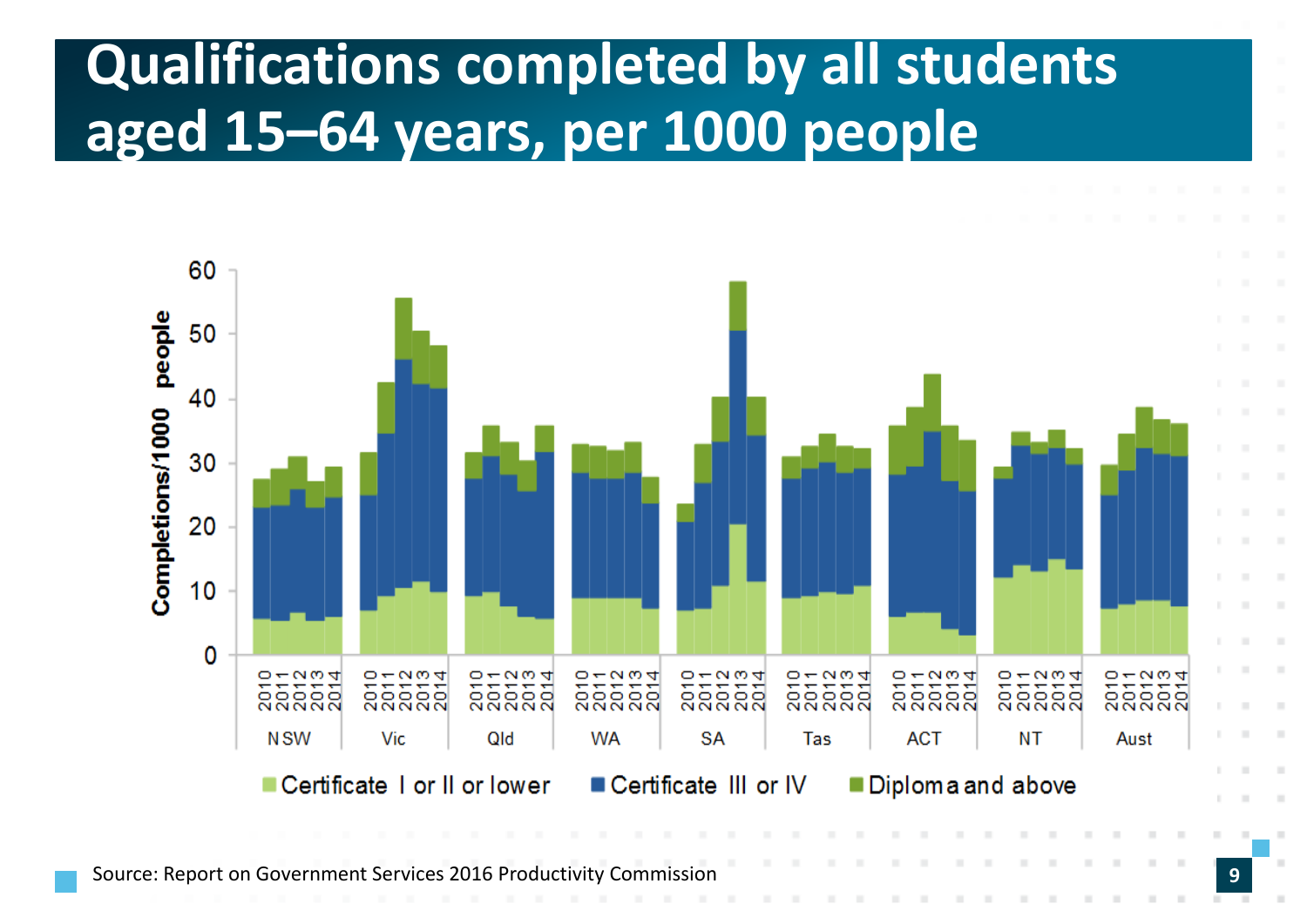# Qualifications completed by all students aged 15–64 years, per 1000 people

Source: Report on Government Services 2016 Productivity Commission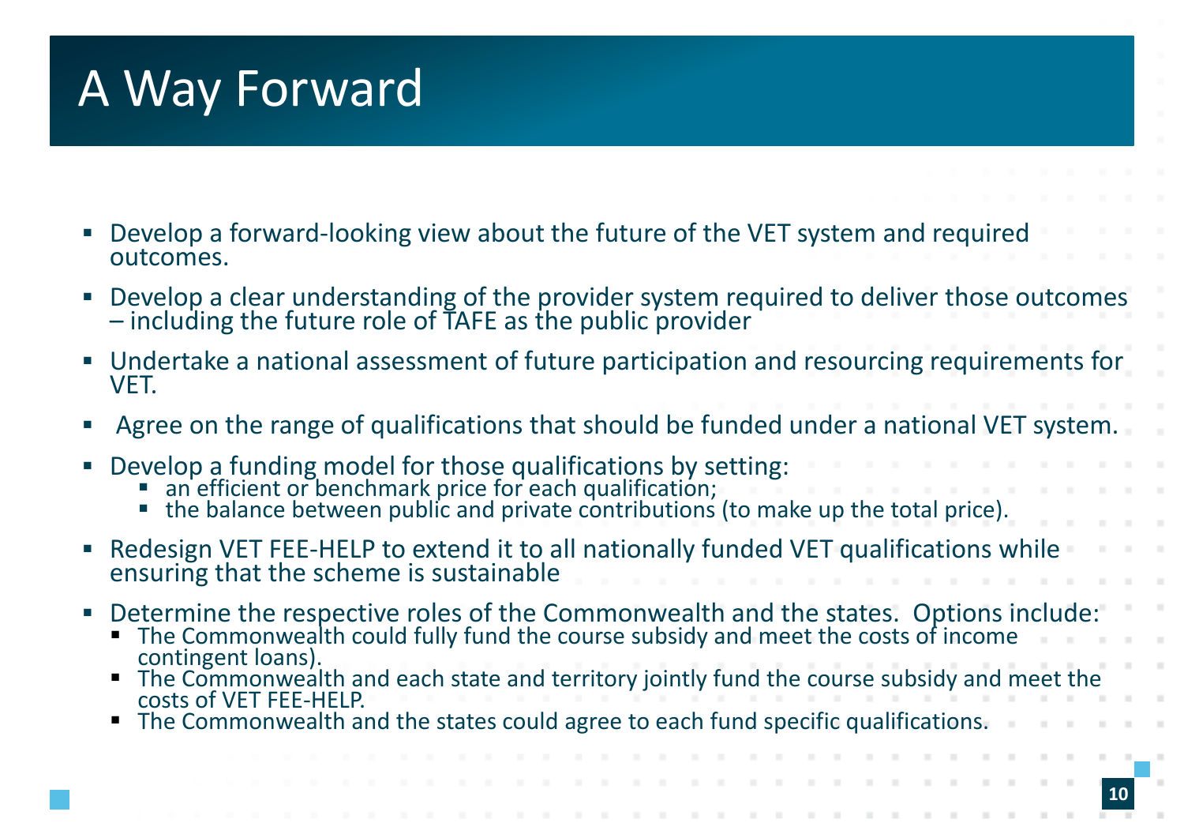# A Way Forward

- Develop a forward-looking view about the future of the VET system and required outcomes.
- Develop a clear understanding of the provider system required to deliver those outcomes – including the future role of TAFE as the public provider
- Undertake a national assessment of future participation and resourcing requirements for VET.
- Agree on the range of qualifications that should be funded under a national VET system.
- Develop a funding model for those qualifications by setting:
  - an efficient or benchmark price for each qualification;
  - the balance between public and private contributions (to make up the total price).
- Redesign VET FEE-HELP to extend it to all nationally funded VET qualifications while ensuring that the scheme is sustainable
- Determine the respective roles of the Commonwealth and the states. Options include:
  - The Commonwealth could fully fund the course subsidy and meet the costs of income contingent loans).
  - The Commonwealth and each state and territory jointly fund the course subsidy and meet the costs of VET FEE-HELP.
  - The Commonwealth and the states could agree to each fund specific qualifications.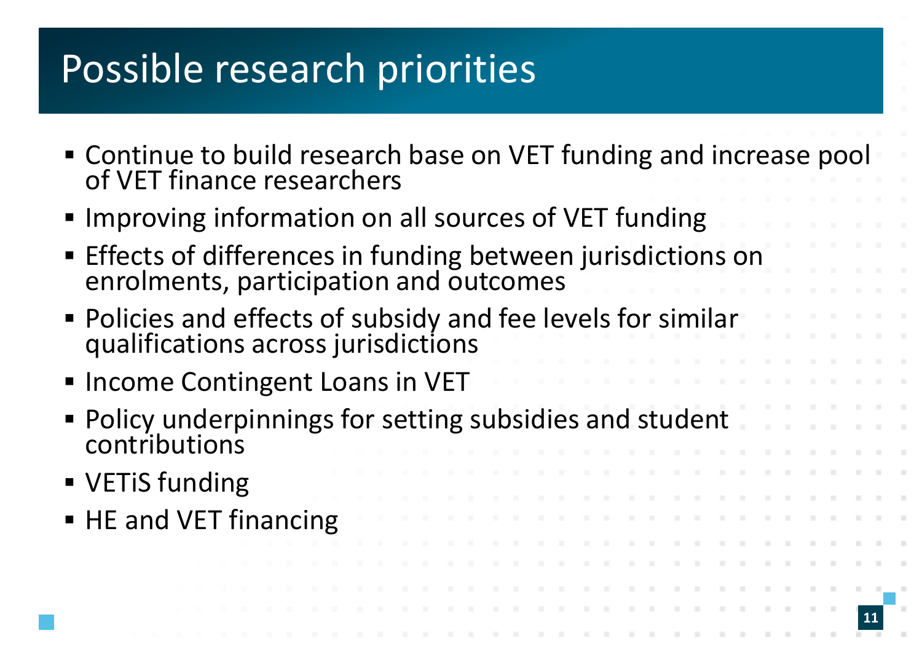# Possible research priorities

- Continue to build research base on VET funding and increase pool of VET finance researchers
- Improving information on all sources of VET funding
- Effects of differences in funding between jurisdictions on enrolments, participation and outcomes
- Policies and effects of subsidy and fee levels for similar qualifications across jurisdictions
- Income Contingent Loans in VET
- Policy underpinnings for setting subsidies and student contributions
- VETiS funding
- HE and VET financing